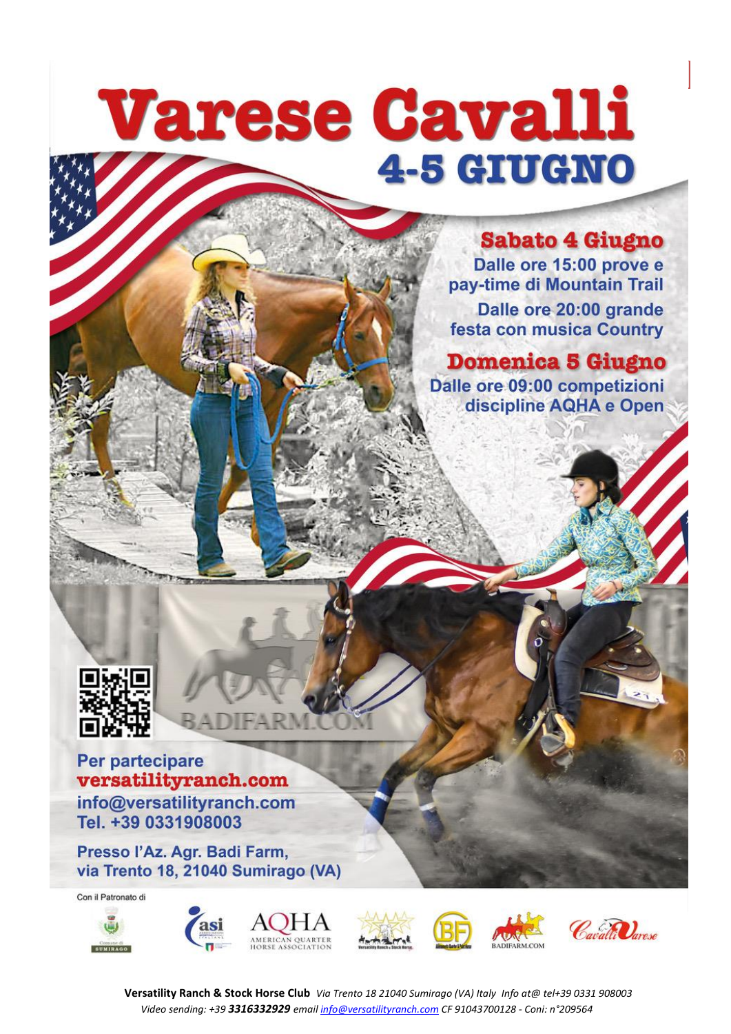# Varese Cavalli

## 4-5 GIUGNO

### Sabato 4 Giugno

Dalle ore 15:00 prove e pay-time di Mountain Trail

Dalle ore 20:00 grande festa con musica Country

### Domenica 5 Giugno

Dalle ore 09:00 competizioni discipline AQHA e Open

BADIFARM.COM

**Per partecipare**
**versatilityranch.com**
info@versatilityranch.com
Tel. +39 0331908003

**Presso l'Az. Agr. Badi Farm, via Trento 18, 21040 Sumirago (VA)**

Con il Patronato di

Comune di SUMIRAGO · asi · AQHA AMERICAN QUARTER HORSE ASSOCIATION · Versatility Ranch & Stock Horse · BF · BADIFARM.COM · Cavalli Varese

**Versatility Ranch & Stock Horse Club** *Via Trento 18 21040 Sumirago (VA) Italy Info at@ tel+39 0331 908003*
*Video sending: +39* ***3316332929*** *email info@versatilityranch.com CF 91043700128 - Coni: n°209564*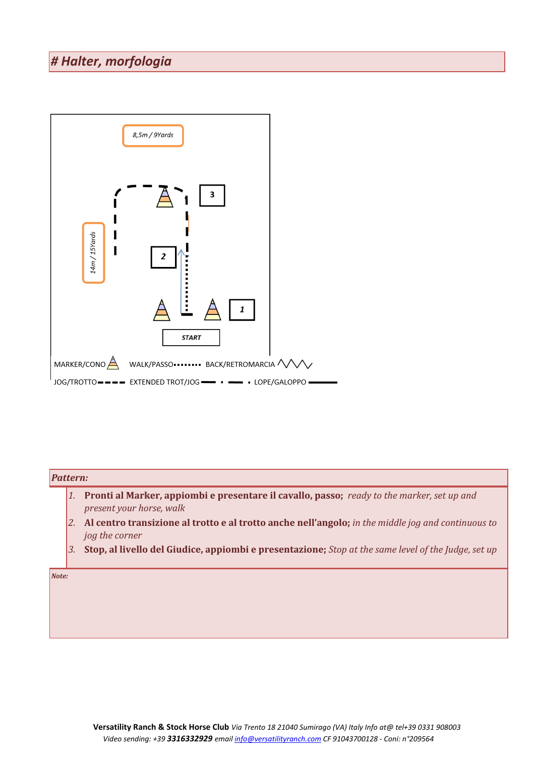# # Halter, morfologia

8,5m / 9Yards

14m / 15Yards

3

2

1

START

MARKER/CONO  WALK/PASSO  BACK/RETROMARCIA

JOG/TROTTO  EXTENDED TROT/JOG  LOPE/GALOPPO

| ***Pattern:*** |
|---|

1. **Pronti al Marker, appiombi e presentare il cavallo, passo;** *ready to the marker, set up and present your horse, walk*
2. **Al centro transizione al trotto e al trotto anche nell'angolo;** *in the middle jog and continuous to jog the corner*
3. **Stop, al livello del Giudice, appiombi e presentazione;** *Stop at the same level of the Judge, set up*

***Note:***

**Versatility Ranch & Stock Horse Club** *Via Trento 18 21040 Sumirago (VA) Italy Info at@ tel+39 0331 908003*
*Video sending: +39* ***3316332929*** *email info@versatilityranch.com CF 91043700128 - Coni: n°209564*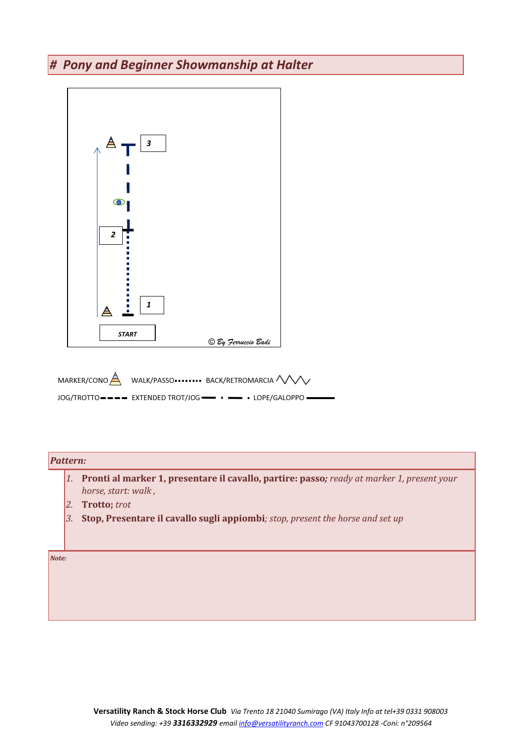# # Pony and Beginner Showmanship at Halter

3

2

1

START

© By Ferruccio Badi

MARKER/CONO WALK/PASSO BACK/RETROMARCIA

JOG/TROTTO EXTENDED TROT/JOG LOPE/GALOPPO

**Pattern:**

1. **Pronti al marker 1, presentare il cavallo, partire: passo;** *ready at marker 1, present your horse, start: walk ,*
2. **Trotto;** *trot*
3. **Stop, Presentare il cavallo sugli appiombi***; stop, present the horse and set up*

***Note:***

**Versatility Ranch & Stock Horse Club** *Via Trento 18 21040 Sumirago (VA) Italy Info at tel+39 0331 908003 Video sending: +39* ***3316332929*** *email info@versatilityranch.com CF 91043700128 -Coni: n°209564*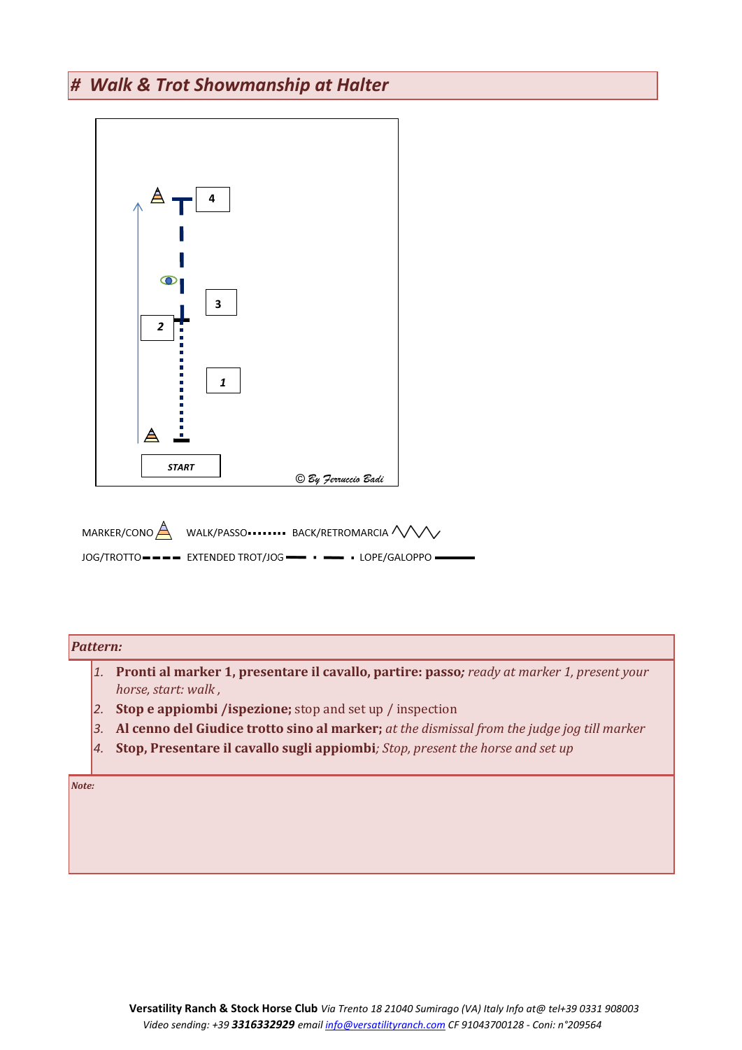# # Walk & Trot Showmanship at Halter

4

3

2

1

START

© By Ferruccio Badi

MARKER/CONO WALK/PASSO BACK/RETROMARCIA

JOG/TROTTO EXTENDED TROT/JOG LOPE/GALOPPO

**Pattern:**

1. **Pronti al marker 1, presentare il cavallo, partire: passo;** *ready at marker 1, present your horse, start: walk ,*
2. **Stop e appiombi /ispezione;** stop and set up / inspection
3. **Al cenno del Giudice trotto sino al marker;** *at the dismissal from the judge jog till marker*
4. **Stop, Presentare il cavallo sugli appiombi**; *Stop, present the horse and set up*

**Note:**

**Versatility Ranch & Stock Horse Club** *Via Trento 18 21040 Sumirago (VA) Italy Info at@ tel+39 0331 908003 Video sending: +39* ***3316332929*** *email info@versatilityranch.com CF 91043700128 - Coni: n°209564*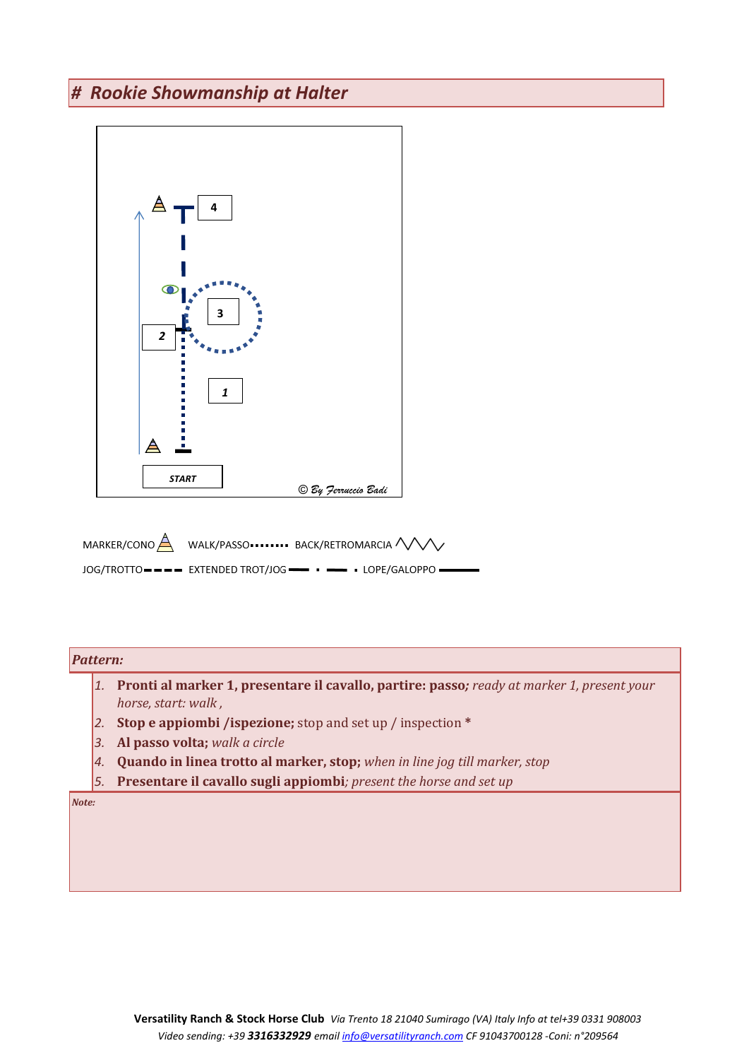# # Rookie Showmanship at Halter

4

3

2

1

START

© By Ferruccio Badi

MARKER/CONO WALK/PASSO BACK/RETROMARCIA

JOG/TROTTO EXTENDED TROT/JOG LOPE/GALOPPO

***Pattern:***

1. **Pronti al marker 1, presentare il cavallo, partire: passo*;*** *ready at marker 1, present your horse, start: walk ,*
2. **Stop e appiombi /ispezione;** stop and set up / inspection *
3. **Al passo volta;** *walk a circle*
4. **Quando in linea trotto al marker, stop;** *when in line jog till marker, stop*
5. **Presentare il cavallo sugli appiombi***; present the horse and set up*

***Note:***

**Versatility Ranch & Stock Horse Club** *Via Trento 18 21040 Sumirago (VA) Italy Info at tel+39 0331 908003 Video sending: +39* ***3316332929*** *email info@versatilityranch.com CF 91043700128 -Coni: n°209564*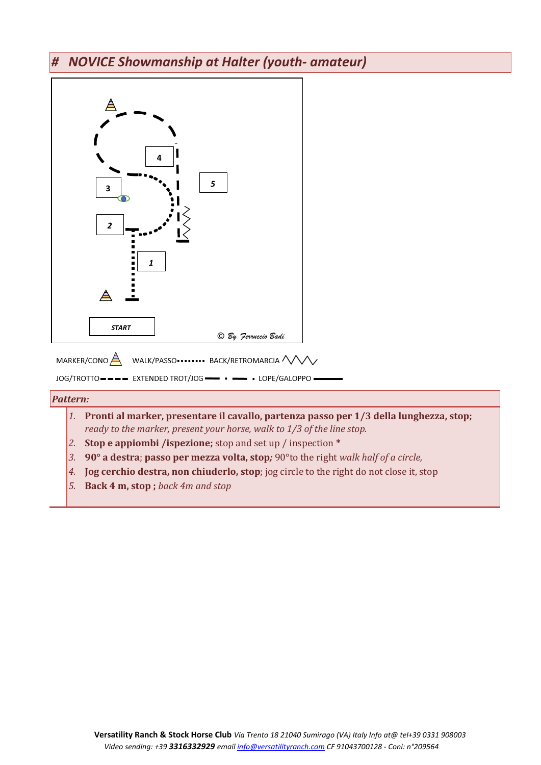# # NOVICE Showmanship at Halter (youth- amateur)

START

© By Ferruccio Badi

MARKER/CONO WALK/PASSO BACK/RETROMARCIA

JOG/TROTTO EXTENDED TROT/JOG LOPE/GALOPPO

**Pattern:**

1. **Pronti al marker, presentare il cavallo, partenza passo per 1/3 della lunghezza, stop;** *ready to the marker, present your horse, walk to 1/3 of the line stop.*
2. **Stop e appiombi /ispezione;** stop and set up / inspection *
3. **90° a destra**; **passo per mezza volta, stop;** 90°to the right *walk half of a circle,*
4. **Jog cerchio destra, non chiuderlo, stop**; jog circle to the right do not close it, stop
5. **Back 4 m, stop ;** *back 4m and stop*

**Versatility Ranch & Stock Horse Club** *Via Trento 18 21040 Sumirago (VA) Italy Info at@ tel+39 0331 908003*
*Video sending: +39* ***3316332929*** *email info@versatilityranch.com CF 91043700128 - Coni: n°209564*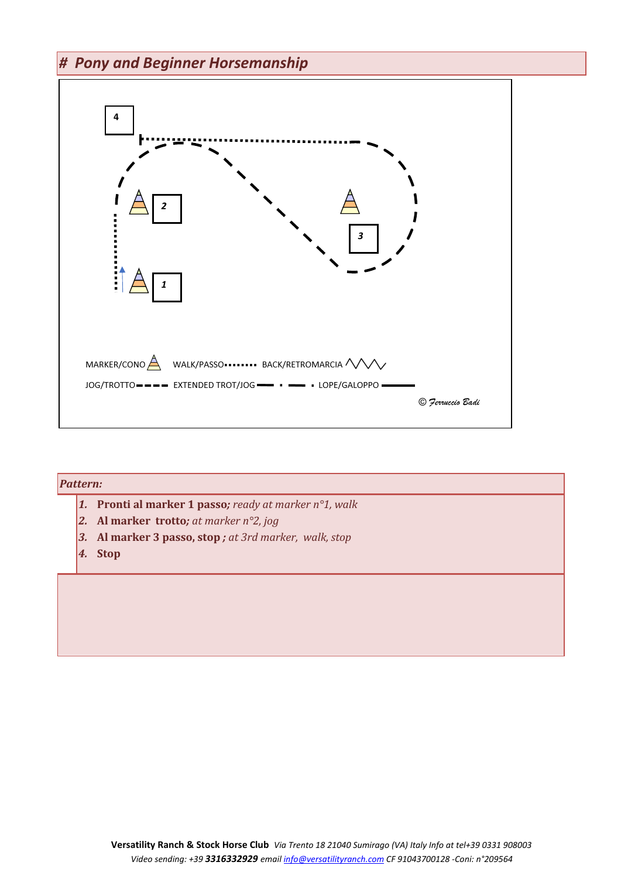# # *Pony and Beginner Horsemanship*

4

2

3

1

MARKER/CONO WALK/PASSO BACK/RETROMARCIA

JOG/TROTTO EXTENDED TROT/JOG LOPE/GALOPPO

© Ferruccio Badi

***Pattern:***

1. **Pronti al marker 1 passo;** *ready at marker n°1, walk*
2. **Al marker trotto;** *at marker n°2, jog*
3. **Al marker 3 passo, stop ;** *at 3rd marker, walk, stop*
4. **Stop**

**Versatility Ranch & Stock Horse Club** *Via Trento 18 21040 Sumirago (VA) Italy Info at tel+39 0331 908003*
*Video sending: +39* ***3316332929*** *email info@versatilityranch.com CF 91043700128 -Coni: n°209564*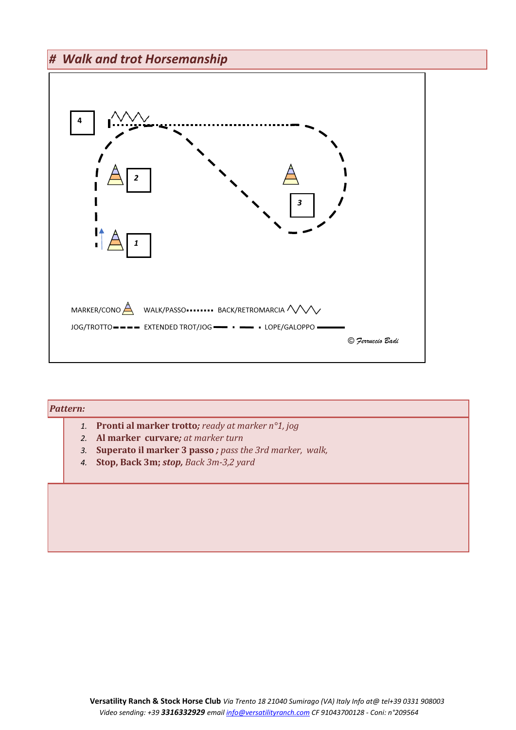# # Walk and trot Horsemanship

4

2

3

1

MARKER/CONO WALK/PASSO BACK/RETROMARCIA

JOG/TROTTO EXTENDED TROT/JOG LOPE/GALOPPO

© Ferruccio Badi

**Pattern:**

1. **Pronti al marker trotto;** *ready at marker n°1, jog*
2. **Al marker curvare;** *at marker turn*
3. **Superato il marker 3 passo ;** *pass the 3rd marker, walk,*
4. **Stop, Back 3m;** ***stop,*** *Back 3m-3,2 yard*

**Versatility Ranch & Stock Horse Club** *Via Trento 18 21040 Sumirago (VA) Italy Info at@ tel+39 0331 908003*
*Video sending: +39* ***3316332929*** *email [info@versatilityranch.com](mailto:info@versatilityranch.com) CF 91043700128 - Coni: n°209564*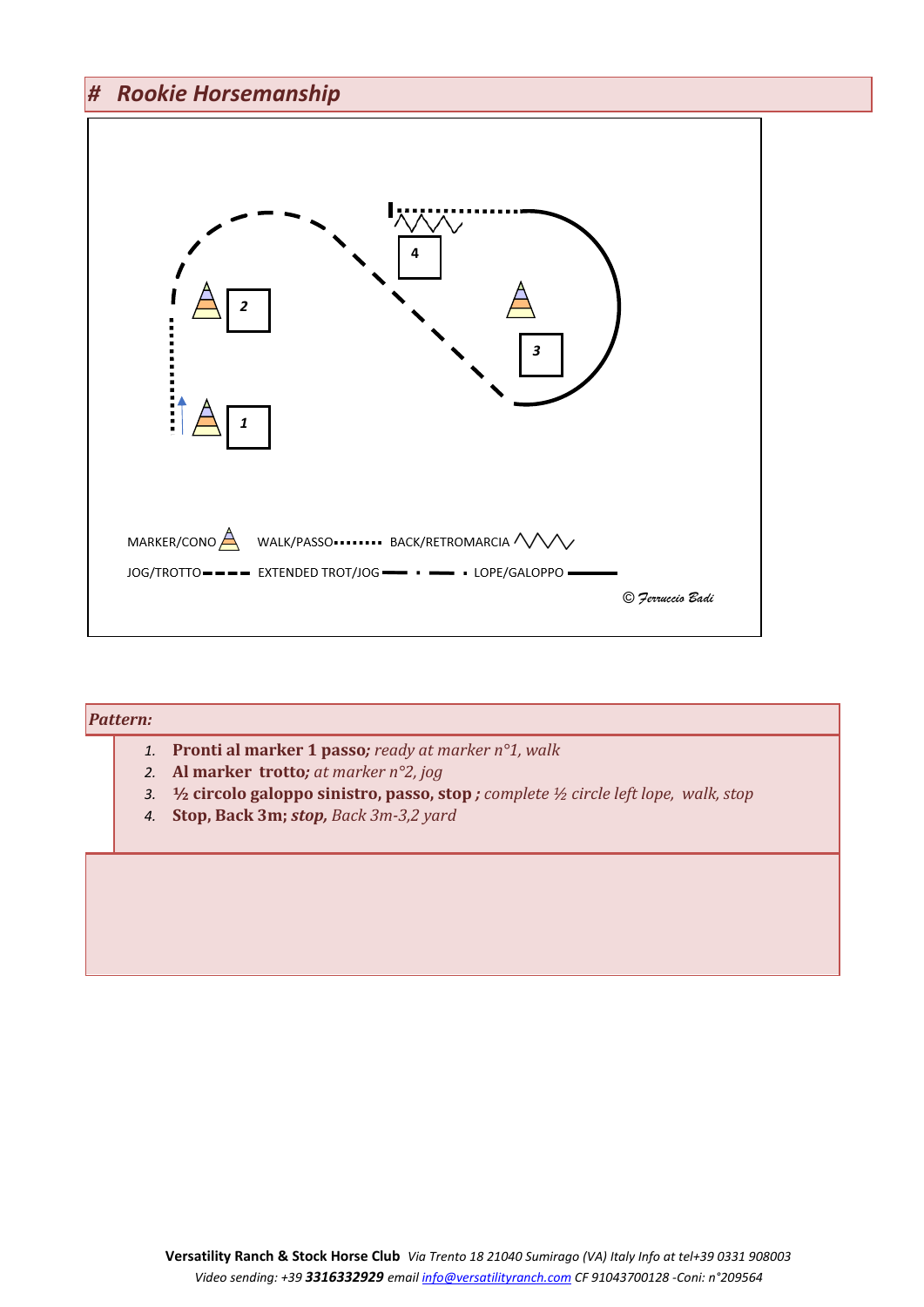# # Rookie Horsemanship

MARKER/CONO WALK/PASSO BACK/RETROMARCIA

JOG/TROTTO EXTENDED TROT/JOG LOPE/GALOPPO

© Ferruccio Badi

*Pattern:*

1. **Pronti al marker 1 passo;** *ready at marker n°1, walk*
2. **Al marker trotto;** *at marker n°2, jog*
3. **½ circolo galoppo sinistro, passo, stop ;** *complete ½ circle left lope, walk, stop*
4. **Stop, Back 3m;** ***stop,*** *Back 3m-3,2 yard*

**Versatility Ranch & Stock Horse Club** *Via Trento 18 21040 Sumirago (VA) Italy Info at tel+39 0331 908003*
*Video sending: +39* ***3316332929*** *email info@versatilityranch.com CF 91043700128 -Coni: n°209564*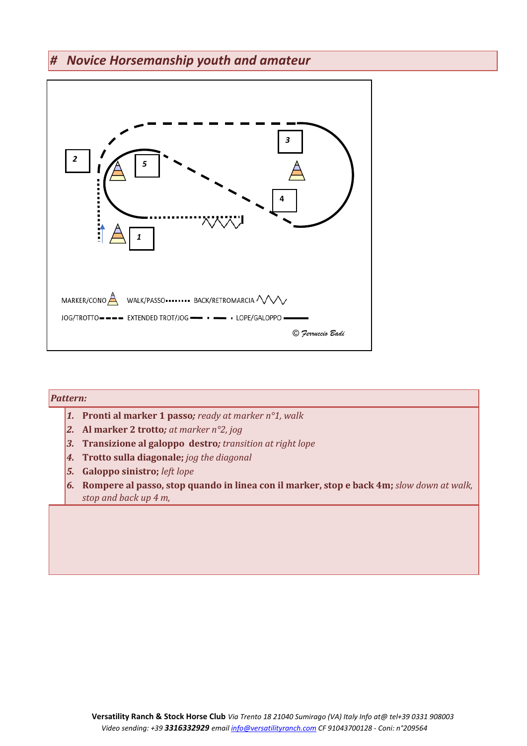# # Novice Horsemanship youth and amateur

MARKER/CONO WALK/PASSO BACK/RETROMARCIA

JOG/TROTTO EXTENDED TROT/JOG LOPE/GALOPPO

© Ferruccio Badi

*Pattern:*

1. **Pronti al marker 1 passo;** *ready at marker n°1, walk*
2. **Al marker 2 trotto;** *at marker n°2, jog*
3. **Transizione al galoppo destro;** *transition at right lope*
4. **Trotto sulla diagonale;** *jog the diagonal*
5. **Galoppo sinistro;** *left lope*
6. **Rompere al passo, stop quando in linea con il marker, stop e back 4m;** *slow down at walk, stop and back up 4 m,*

**Versatility Ranch & Stock Horse Club** *Via Trento 18 21040 Sumirago (VA) Italy Info at@ tel+39 0331 908003 Video sending: +39* ***3316332929*** *email info@versatilityranch.com CF 91043700128 - Coni: n°209564*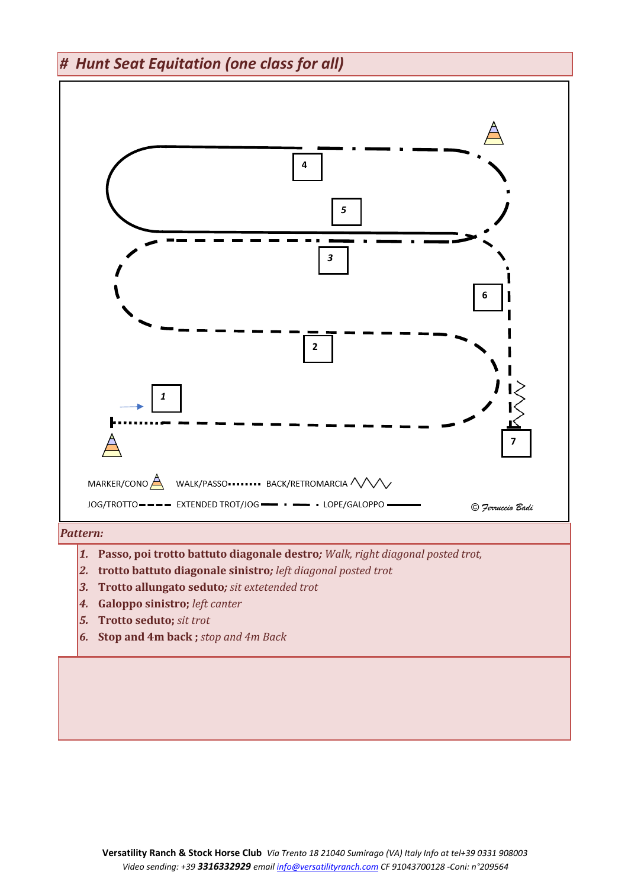# # Hunt Seat Equitation (one class for all)

MARKER/CONO WALK/PASSO BACK/RETROMARCIA

JOG/TROTTO EXTENDED TROT/JOG LOPE/GALOPPO

© Ferruccio Badi

*Pattern:*

1. **Passo, poi trotto battuto diagonale destro;** *Walk, right diagonal posted trot,*
2. **trotto battuto diagonale sinistro;** *left diagonal posted trot*
3. **Trotto allungato seduto;** *sit extetended trot*
4. **Galoppo sinistro;** *left canter*
5. **Trotto seduto;** *sit trot*
6. **Stop and 4m back ;** *stop and 4m Back*

**Versatility Ranch & Stock Horse Club** *Via Trento 18 21040 Sumirago (VA) Italy Info at tel+39 0331 908003*
*Video sending: +39* ***3316332929*** *email info@versatilityranch.com CF 91043700128 -Coni: n°209564*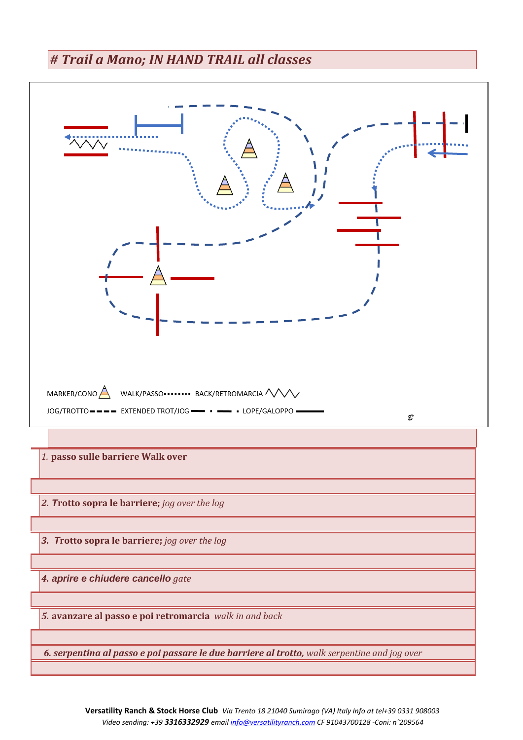# # Trail a Mano; IN HAND TRAIL all classes

MARKER/CONO WALK/PASSO BACK/RETROMARCIA

JOG/TROTTO EXTENDED TROT/JOG LOPE/GALOPPO

1. **passo sulle barriere Walk over**

2. **Trotto sopra le barriere;** *jog over the log*

3. **Trotto sopra le barriere;** *jog over the log*

4. ***aprire e chiudere cancello*** *gate*

5. **avanzare al passo e poi retromarcia** *walk in and back*

6. ***serpentina al passo e poi passare le due barriere al trotto,*** *walk serpentine and jog over*

**Versatility Ranch & Stock Horse Club** *Via Trento 18 21040 Sumirago (VA) Italy Info at tel+39 0331 908003*
*Video sending: +39* ***3316332929*** *email info@versatilityranch.com CF 91043700128 -Coni: n°209564*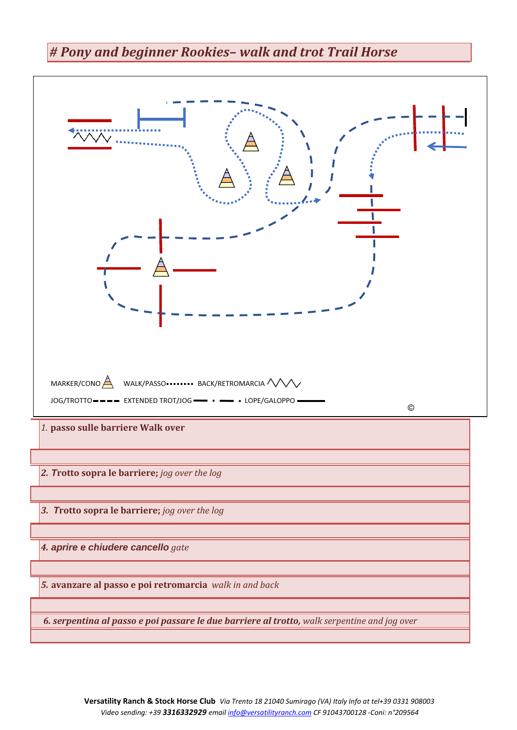# # Pony and beginner Rookies– walk and trot Trail Horse

MARKER/CONO WALK/PASSO BACK/RETROMARCIA

JOG/TROTTO EXTENDED TROT/JOG LOPE/GALOPPO

©

| |
|---|
| 1. **passo sulle barriere Walk over** |
| |
| **2. Trotto sopra le barriere;** *jog over the log* |
| |
| **3. Trotto sopra le barriere;** *jog over the log* |
| |
| ***4. aprire e chiudere cancello*** *gate* |
| |
| **5. avanzare al passo e poi retromarcia** *walk in and back* |
| |
| ***6. serpentina al passo e poi passare le due barriere al trotto,*** *walk serpentine and jog over* |
| |

**Versatility Ranch & Stock Horse Club** *Via Trento 18 21040 Sumirago (VA) Italy Info at tel+39 0331 908003*
*Video sending: +39* ***3316332929*** *email info@versatilityranch.com CF 91043700128 -Coni: n°209564*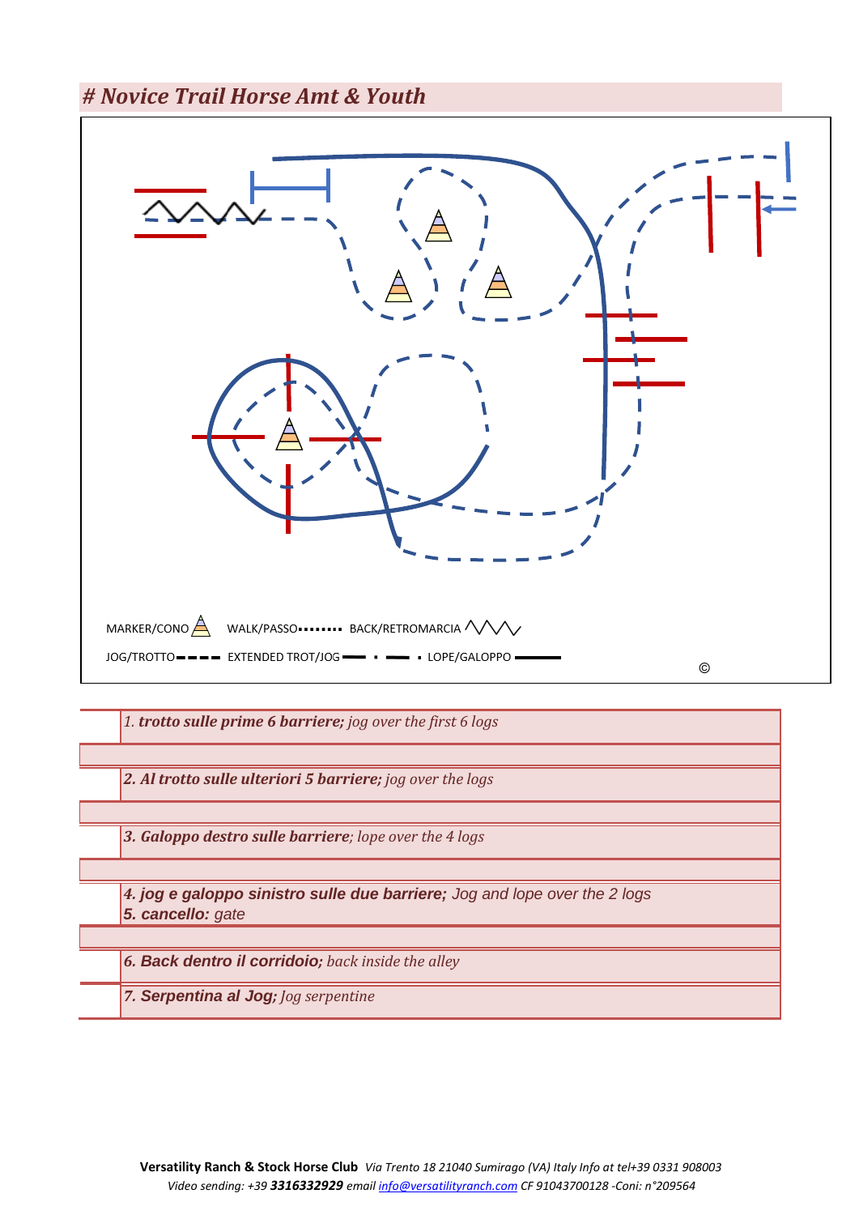# # Novice Trail Horse Amt & Youth

MARKER/CONO WALK/PASSO BACK/RETROMARCIA

JOG/TROTTO EXTENDED TROT/JOG LOPE/GALOPPO

©

| | |
|---|---|
| | 1. ***trotto sulle prime 6 barriere;*** *jog over the first 6 logs* |
| | |
| | 2. ***Al trotto sulle ulteriori 5 barriere;*** *jog over the logs* |
| | |
| | 3. ***Galoppo destro sulle barriere****; lope over the 4 logs* |
| | |
| | 4. ***jog e galoppo sinistro sulle due barriere;*** *Jog and lope over the 2 logs*<br>5. ***cancello:*** *gate* |
| | |
| | 6. ***Back dentro il corridoio;*** *back inside the alley* |
| | 7. ***Serpentina al Jog;*** *Jog serpentine* |

**Versatility Ranch & Stock Horse Club** *Via Trento 18 21040 Sumirago (VA) Italy Info at tel+39 0331 908003*
*Video sending: +39* ***3316332929*** *email info@versatilityranch.com CF 91043700128 -Coni: n°209564*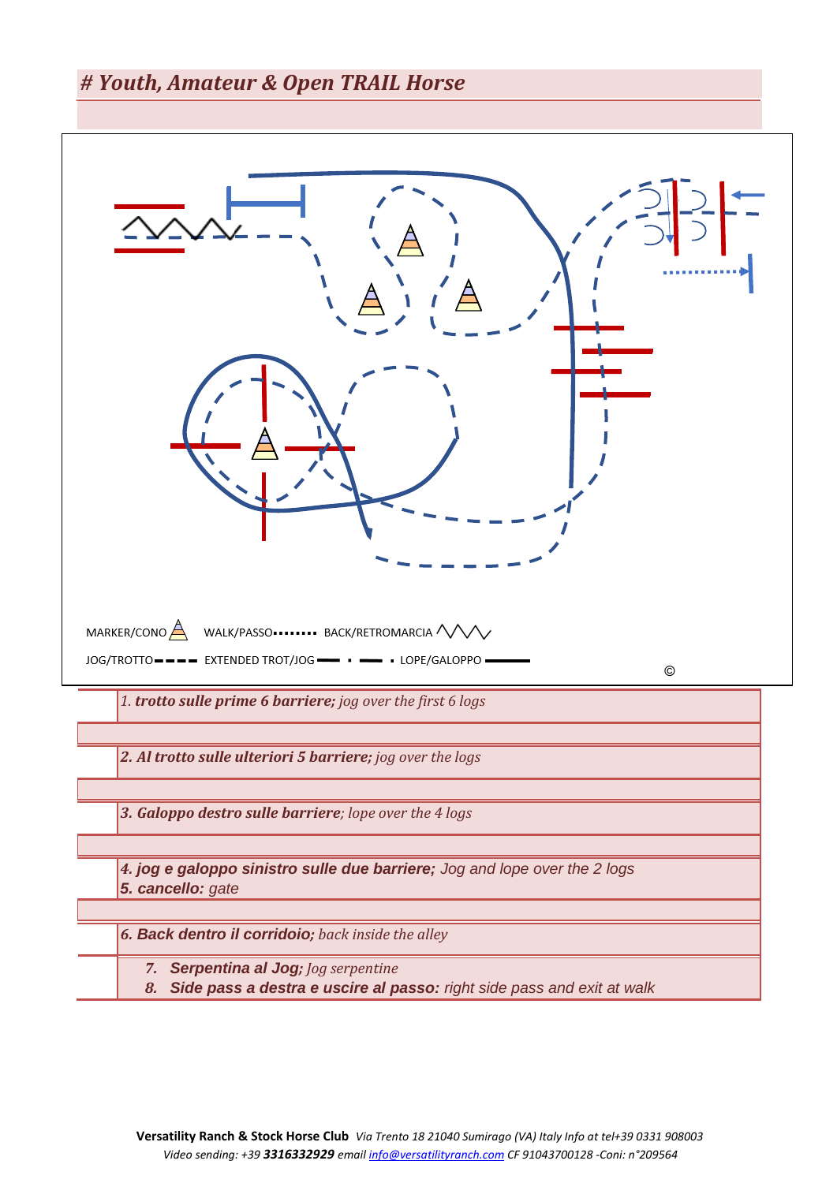# # Youth, Amateur & Open TRAIL Horse

MARKER/CONO WALK/PASSO BACK/RETROMARCIA

JOG/TROTTO EXTENDED TROT/JOG LOPE/GALOPPO

©

1. ***trotto sulle prime 6 barriere;*** *jog over the first 6 logs*

2. ***Al trotto sulle ulteriori 5 barriere;*** *jog over the logs*

3. ***Galoppo destro sulle barriere****; lope over the 4 logs*

4. ***jog e galoppo sinistro sulle due barriere;*** *Jog and lope over the 2 logs*
5. ***cancello:*** *gate*

6. ***Back dentro il corridoio;*** *back inside the alley*

7. ***Serpentina al Jog;*** *Jog serpentine*
8. ***Side pass a destra e uscire al passo:*** *right side pass and exit at walk*

**Versatility Ranch & Stock Horse Club** *Via Trento 18 21040 Sumirago (VA) Italy Info at tel+39 0331 908003*
*Video sending: +39* ***3316332929*** *email info@versatilityranch.com CF 91043700128 -Coni: n°209564*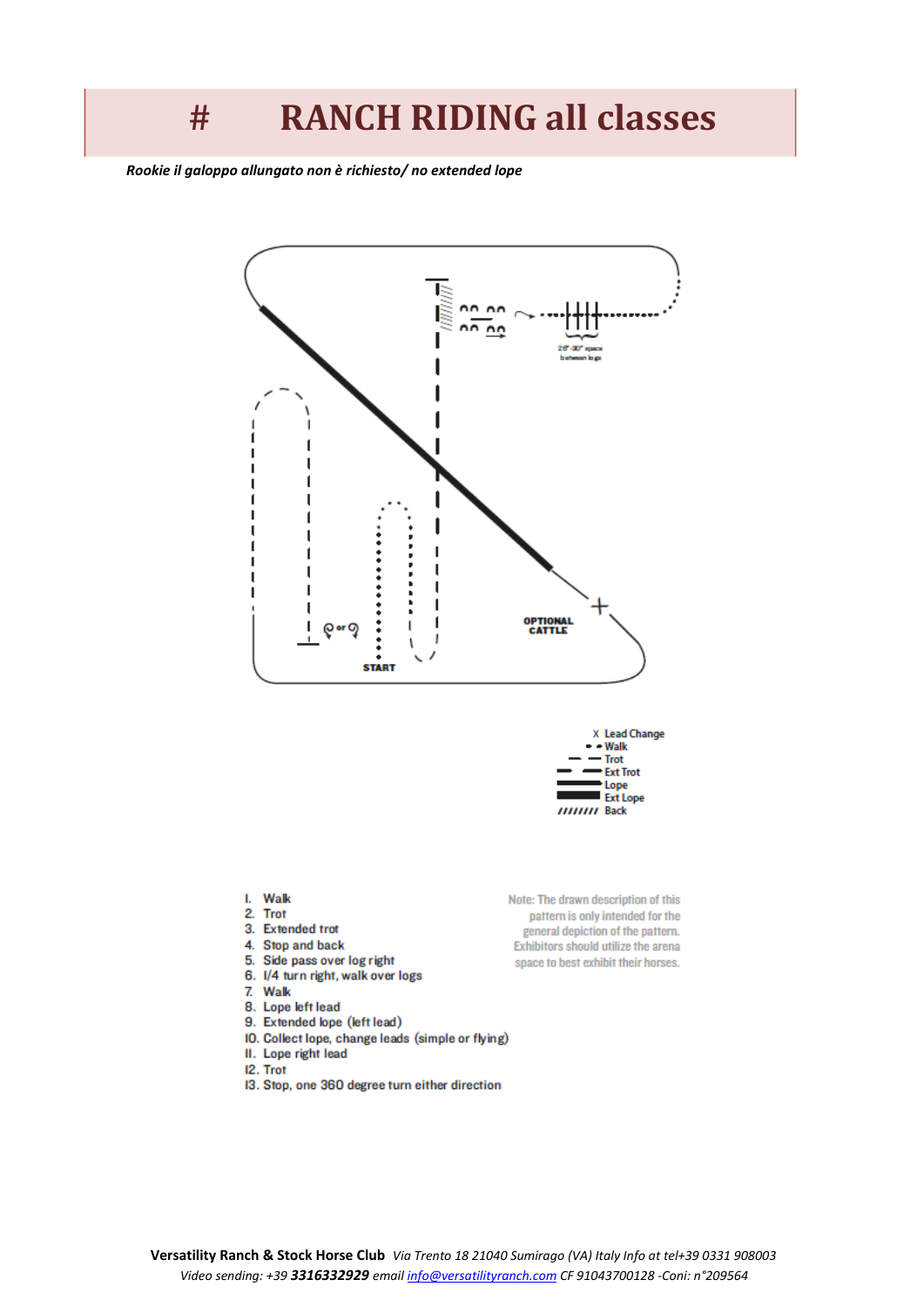# # RANCH RIDING all classes

***Rookie il galoppo allungato non è richiesto/ no extended lope***

26"-30" space between logs

OPTIONAL CATTLE

START

X Lead Change
Walk
Trot
Ext Trot
Lope
Ext Lope
Back

1. Walk
2. Trot
3. Extended trot
4. Stop and back
5. Side pass over log right
6. 1/4 turn right, walk over logs
7. Walk
8. Lope left lead
9. Extended lope (left lead)
10. Collect lope, change leads (simple or flying)
11. Lope right lead
12. Trot
13. Stop, one 360 degree turn either direction

Note: The drawn description of this pattern is only intended for the general depiction of the pattern. Exhibitors should utilize the arena space to best exhibit their horses.

**Versatility Ranch & Stock Horse Club** *Via Trento 18 21040 Sumirago (VA) Italy Info at tel+39 0331 908003*
*Video sending: +39* ***3316332929*** *email info@versatilityranch.com CF 91043700128 -Coni: n°209564*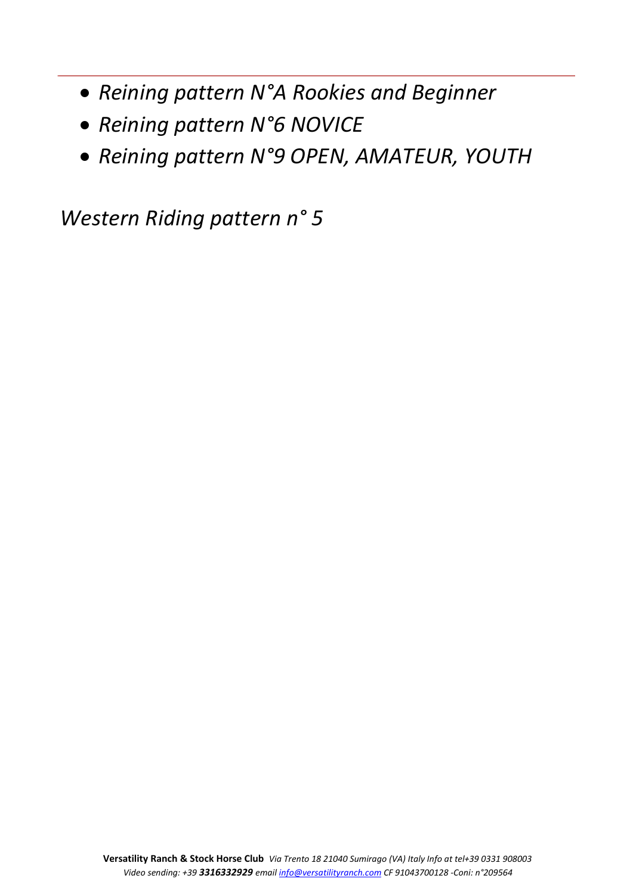- *Reining pattern N°A Rookies and Beginner*
- *Reining pattern N°6 NOVICE*
- *Reining pattern N°9 OPEN, AMATEUR, YOUTH*

*Western Riding pattern n° 5*